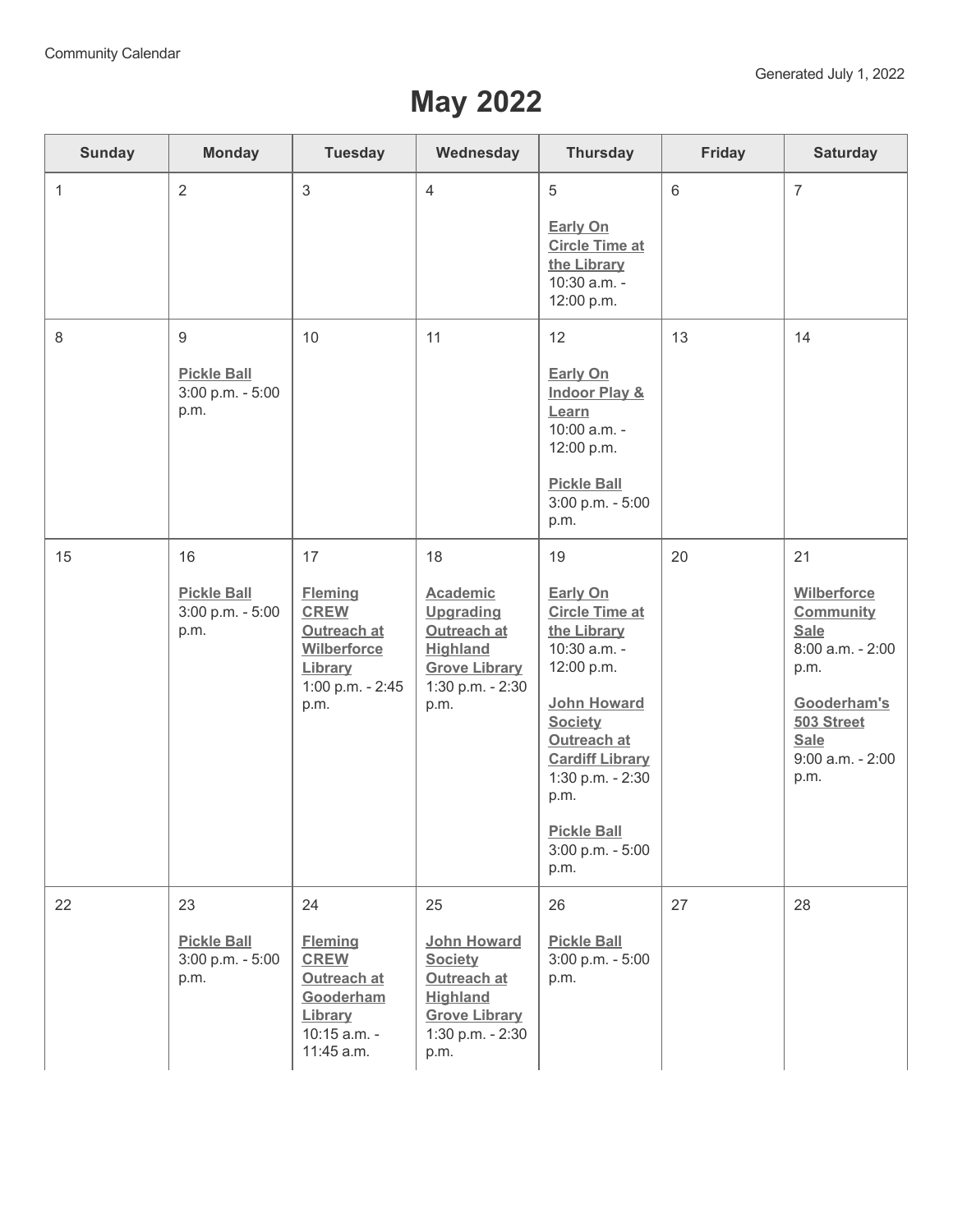Community Calendar

Generated July 1, 2022

# May 2022

| Sunday | Monday | Tuesday | Wednesday | Thursday | Friday | Saturday |
|---|---|---|---|---|---|---|
| 1 | 2 | 3 | 4 | 5<br><br>**Early On Circle Time at the Library**<br>10:30 a.m. - 12:00 p.m. | 6 | 7 |
| 8 | 9<br><br>**Pickle Ball**<br>3:00 p.m. - 5:00 p.m. | 10 | 11 | 12<br><br>**Early On Indoor Play & Learn**<br>10:00 a.m. - 12:00 p.m.<br><br>**Pickle Ball**<br>3:00 p.m. - 5:00 p.m. | 13 | 14 |
| 15 | 16<br><br>**Pickle Ball**<br>3:00 p.m. - 5:00 p.m. | 17<br><br>**Fleming CREW Outreach at Wilberforce Library**<br>1:00 p.m. - 2:45 p.m. | 18<br><br>**Academic Upgrading Outreach at Highland Grove Library**<br>1:30 p.m. - 2:30 p.m. | 19<br><br>**Early On Circle Time at the Library**<br>10:30 a.m. - 12:00 p.m.<br><br>**John Howard Society Outreach at Cardiff Library**<br>1:30 p.m. - 2:30 p.m.<br><br>**Pickle Ball**<br>3:00 p.m. - 5:00 p.m. | 20 | 21<br><br>**Wilberforce Community Sale**<br>8:00 a.m. - 2:00 p.m.<br><br>**Gooderham's 503 Street Sale**<br>9:00 a.m. - 2:00 p.m. |
| 22 | 23<br><br>**Pickle Ball**<br>3:00 p.m. - 5:00 p.m. | 24<br><br>**Fleming CREW Outreach at Gooderham Library**<br>10:15 a.m. - 11:45 a.m. | 25<br><br>**John Howard Society Outreach at Highland Grove Library**<br>1:30 p.m. - 2:30 p.m. | 26<br><br>**Pickle Ball**<br>3:00 p.m. - 5:00 p.m. | 27 | 28 |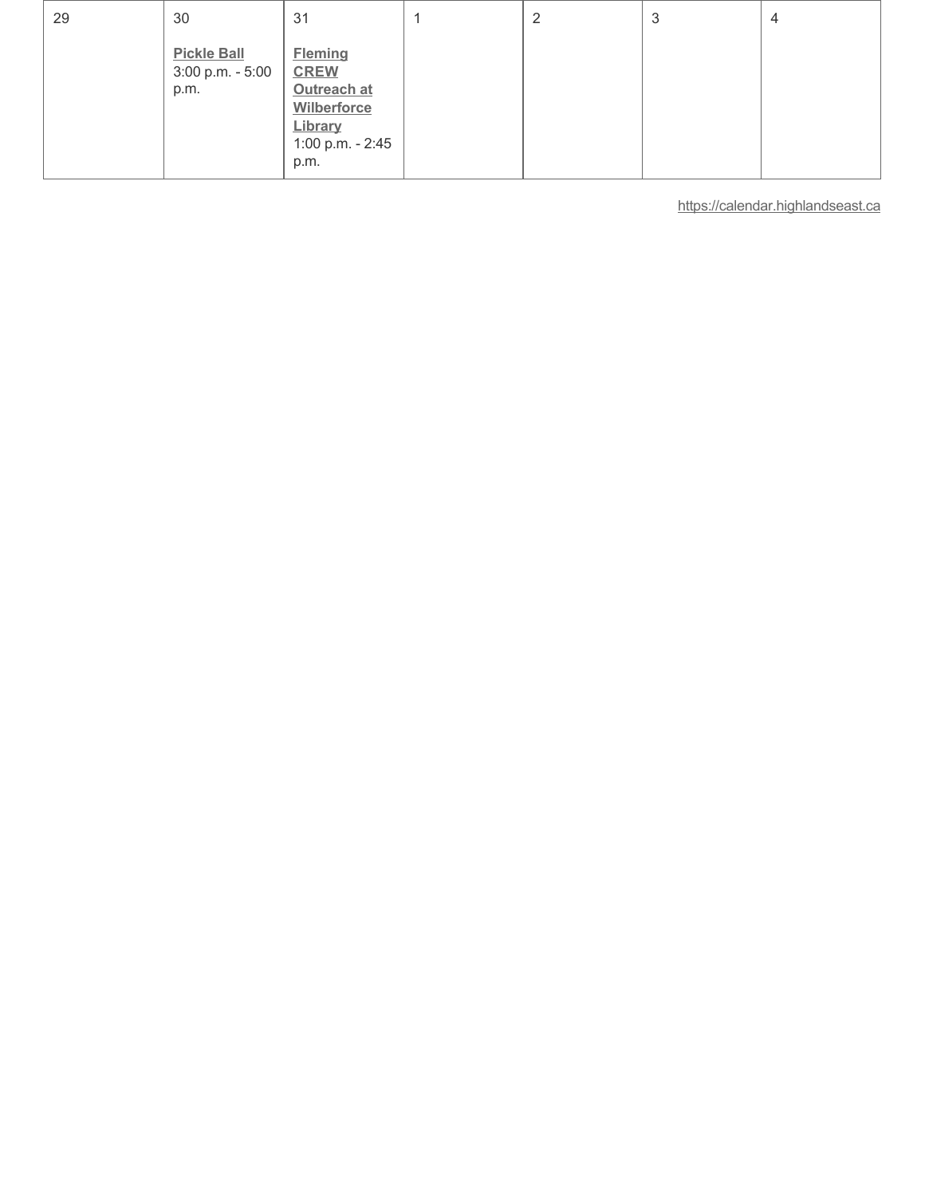| | | | | | | |
|---|---|---|---|---|---|---|
| 29 | 30<br><br>**Pickle Ball**<br>3:00 p.m. - 5:00 p.m. | 31<br><br>**Fleming CREW Outreach at Wilberforce Library**<br>1:00 p.m. - 2:45 p.m. | 1 | 2 | 3 | 4 |

https://calendar.highlandseast.ca